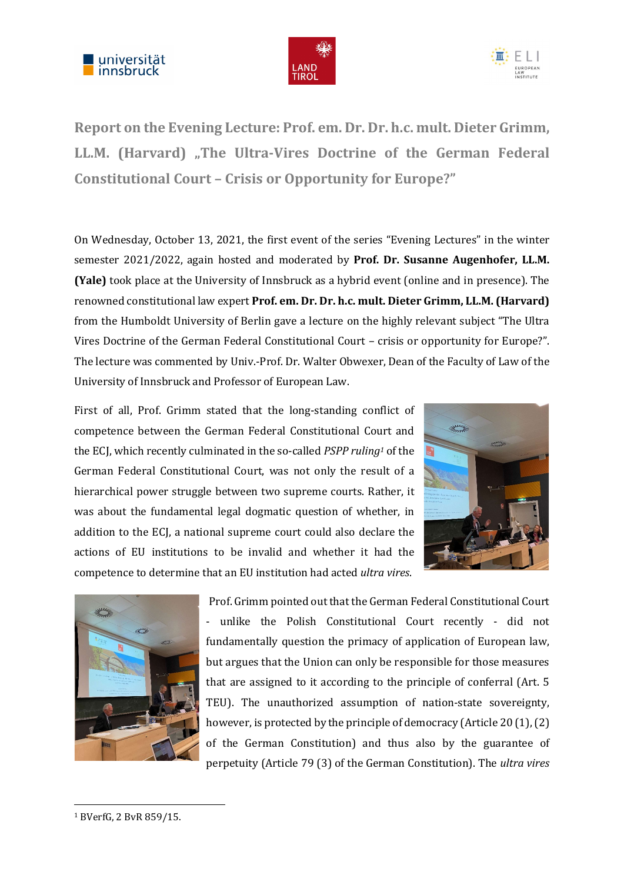# Report on the Evening Lecture: Prof. em. Dr. Dr. h.c. mult. Dieter Grimm, LL.M. (Harvard) „The Ultra-Vires Doctrine of the German Federal Constitutional Court – Crisis or Opportunity for Europe?"

On Wednesday, October 13, 2021, the first event of the series "Evening Lectures" in the winter semester 2021/2022, again hosted and moderated by **Prof. Dr. Susanne Augenhofer, LL.M. (Yale)** took place at the University of Innsbruck as a hybrid event (online and in presence). The renowned constitutional law expert **Prof. em. Dr. Dr. h.c. mult. Dieter Grimm, LL.M. (Harvard)** from the Humboldt University of Berlin gave a lecture on the highly relevant subject "The Ultra Vires Doctrine of the German Federal Constitutional Court – crisis or opportunity for Europe?". The lecture was commented by Univ.-Prof. Dr. Walter Obwexer, Dean of the Faculty of Law of the University of Innsbruck and Professor of European Law.

First of all, Prof. Grimm stated that the long-standing conflict of competence between the German Federal Constitutional Court and the ECJ, which recently culminated in the so-called *PSPP ruling*[1] of the German Federal Constitutional Court, was not only the result of a hierarchical power struggle between two supreme courts. Rather, it was about the fundamental legal dogmatic question of whether, in addition to the ECJ, a national supreme court could also declare the actions of EU institutions to be invalid and whether it had the competence to determine that an EU institution had acted *ultra vires*.

Prof. Grimm pointed out that the German Federal Constitutional Court - unlike the Polish Constitutional Court recently - did not fundamentally question the primacy of application of European law, but argues that the Union can only be responsible for those measures that are assigned to it according to the principle of conferral (Art. 5 TEU). The unauthorized assumption of nation-state sovereignty, however, is protected by the principle of democracy (Article 20 (1), (2) of the German Constitution) and thus also by the guarantee of perpetuity (Article 79 (3) of the German Constitution). The *ultra vires*

---

[1] BVerfG, 2 BvR 859/15.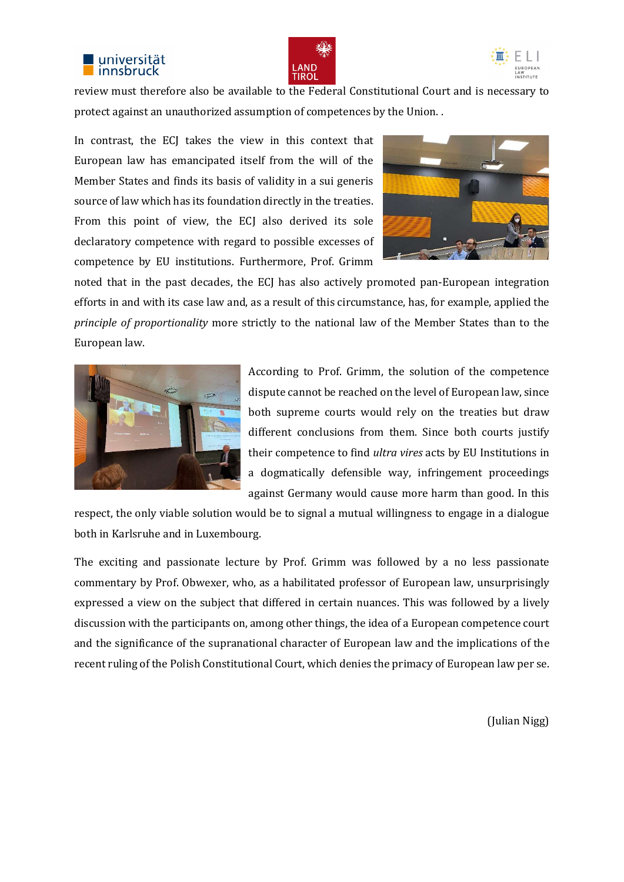review must therefore also be available to the Federal Constitutional Court and is necessary to protect against an unauthorized assumption of competences by the Union. .

In contrast, the ECJ takes the view in this context that European law has emancipated itself from the will of the Member States and finds its basis of validity in a sui generis source of law which has its foundation directly in the treaties. From this point of view, the ECJ also derived its sole declaratory competence with regard to possible excesses of competence by EU institutions. Furthermore, Prof. Grimm noted that in the past decades, the ECJ has also actively promoted pan-European integration efforts in and with its case law and, as a result of this circumstance, has, for example, applied the *principle of proportionality* more strictly to the national law of the Member States than to the European law.

According to Prof. Grimm, the solution of the competence dispute cannot be reached on the level of European law, since both supreme courts would rely on the treaties but draw different conclusions from them. Since both courts justify their competence to find *ultra vires* acts by EU Institutions in a dogmatically defensible way, infringement proceedings against Germany would cause more harm than good. In this respect, the only viable solution would be to signal a mutual willingness to engage in a dialogue both in Karlsruhe and in Luxembourg.

The exciting and passionate lecture by Prof. Grimm was followed by a no less passionate commentary by Prof. Obwexer, who, as a habilitated professor of European law, unsurprisingly expressed a view on the subject that differed in certain nuances. This was followed by a lively discussion with the participants on, among other things, the idea of a European competence court and the significance of the supranational character of European law and the implications of the recent ruling of the Polish Constitutional Court, which denies the primacy of European law per se.

(Julian Nigg)